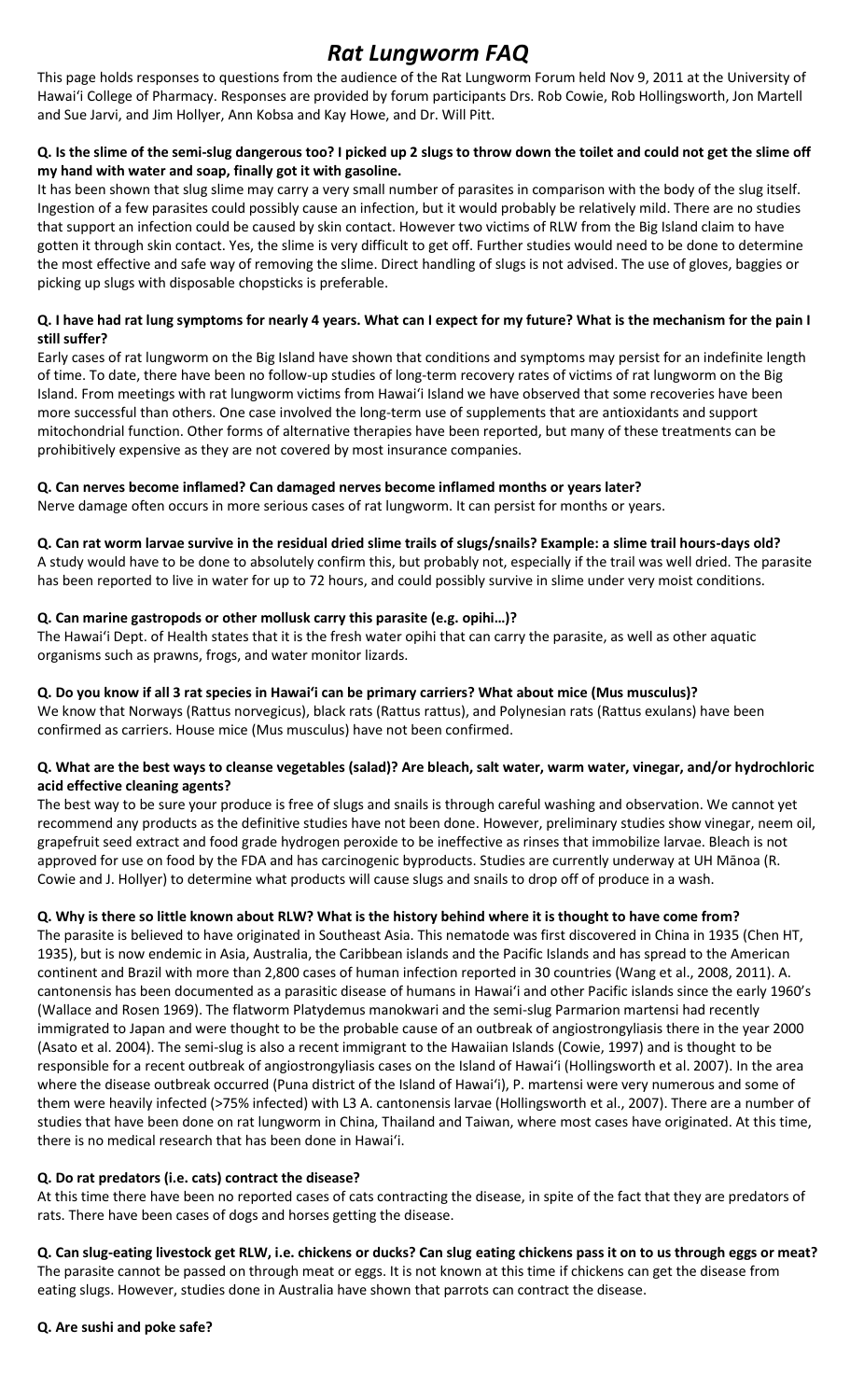# *Rat Lungworm FAQ*

This page holds responses to questions from the audience of the Rat Lungworm Forum held Nov 9, 2011 at the University of Hawaiʻi College of Pharmacy. Responses are provided by forum participants Drs. Rob Cowie, Rob Hollingsworth, Jon Martell and Sue Jarvi, and Jim Hollyer, Ann Kobsa and Kay Howe, and Dr. Will Pitt.

**Q. Is the slime of the semi-slug dangerous too? I picked up 2 slugs to throw down the toilet and could not get the slime off my hand with water and soap, finally got it with gasoline.**

It has been shown that slug slime may carry a very small number of parasites in comparison with the body of the slug itself. Ingestion of a few parasites could possibly cause an infection, but it would probably be relatively mild. There are no studies that support an infection could be caused by skin contact. However two victims of RLW from the Big Island claim to have gotten it through skin contact. Yes, the slime is very difficult to get off. Further studies would need to be done to determine the most effective and safe way of removing the slime. Direct handling of slugs is not advised. The use of gloves, baggies or picking up slugs with disposable chopsticks is preferable.

**Q. I have had rat lung symptoms for nearly 4 years. What can I expect for my future? What is the mechanism for the pain I still suffer?**

Early cases of rat lungworm on the Big Island have shown that conditions and symptoms may persist for an indefinite length of time. To date, there have been no follow-up studies of long-term recovery rates of victims of rat lungworm on the Big Island. From meetings with rat lungworm victims from Hawaiʻi Island we have observed that some recoveries have been more successful than others. One case involved the long-term use of supplements that are antioxidants and support mitochondrial function. Other forms of alternative therapies have been reported, but many of these treatments can be prohibitively expensive as they are not covered by most insurance companies.

**Q. Can nerves become inflamed? Can damaged nerves become inflamed months or years later?**

Nerve damage often occurs in more serious cases of rat lungworm. It can persist for months or years.

**Q. Can rat worm larvae survive in the residual dried slime trails of slugs/snails? Example: a slime trail hours-days old?**

A study would have to be done to absolutely confirm this, but probably not, especially if the trail was well dried. The parasite has been reported to live in water for up to 72 hours, and could possibly survive in slime under very moist conditions.

**Q. Can marine gastropods or other mollusk carry this parasite (e.g. opihi…)?**

The Hawaiʻi Dept. of Health states that it is the fresh water opihi that can carry the parasite, as well as other aquatic organisms such as prawns, frogs, and water monitor lizards.

**Q. Do you know if all 3 rat species in Hawaiʻi can be primary carriers? What about mice (Mus musculus)?**

We know that Norways (Rattus norvegicus), black rats (Rattus rattus), and Polynesian rats (Rattus exulans) have been confirmed as carriers. House mice (Mus musculus) have not been confirmed.

**Q. What are the best ways to cleanse vegetables (salad)? Are bleach, salt water, warm water, vinegar, and/or hydrochloric acid effective cleaning agents?**

The best way to be sure your produce is free of slugs and snails is through careful washing and observation. We cannot yet recommend any products as the definitive studies have not been done. However, preliminary studies show vinegar, neem oil, grapefruit seed extract and food grade hydrogen peroxide to be ineffective as rinses that immobilize larvae. Bleach is not approved for use on food by the FDA and has carcinogenic byproducts. Studies are currently underway at UH Mānoa (R. Cowie and J. Hollyer) to determine what products will cause slugs and snails to drop off of produce in a wash.

**Q. Why is there so little known about RLW? What is the history behind where it is thought to have come from?**

The parasite is believed to have originated in Southeast Asia. This nematode was first discovered in China in 1935 (Chen HT, 1935), but is now endemic in Asia, Australia, the Caribbean islands and the Pacific Islands and has spread to the American continent and Brazil with more than 2,800 cases of human infection reported in 30 countries (Wang et al., 2008, 2011). A. cantonensis has been documented as a parasitic disease of humans in Hawaiʻi and other Pacific islands since the early 1960's (Wallace and Rosen 1969). The flatworm Platydemus manokwari and the semi-slug Parmarion martensi had recently immigrated to Japan and were thought to be the probable cause of an outbreak of angiostrongyliasis there in the year 2000 (Asato et al. 2004). The semi-slug is also a recent immigrant to the Hawaiian Islands (Cowie, 1997) and is thought to be responsible for a recent outbreak of angiostrongyliasis cases on the Island of Hawaiʻi (Hollingsworth et al. 2007). In the area where the disease outbreak occurred (Puna district of the Island of Hawaiʻi), P. martensi were very numerous and some of them were heavily infected (>75% infected) with L3 A. cantonensis larvae (Hollingsworth et al., 2007). There are a number of studies that have been done on rat lungworm in China, Thailand and Taiwan, where most cases have originated. At this time, there is no medical research that has been done in Hawaiʻi.

**Q. Do rat predators (i.e. cats) contract the disease?**

At this time there have been no reported cases of cats contracting the disease, in spite of the fact that they are predators of rats. There have been cases of dogs and horses getting the disease.

**Q. Can slug-eating livestock get RLW, i.e. chickens or ducks? Can slug eating chickens pass it on to us through eggs or meat?**

The parasite cannot be passed on through meat or eggs. It is not known at this time if chickens can get the disease from eating slugs. However, studies done in Australia have shown that parrots can contract the disease.

**Q. Are sushi and poke safe?**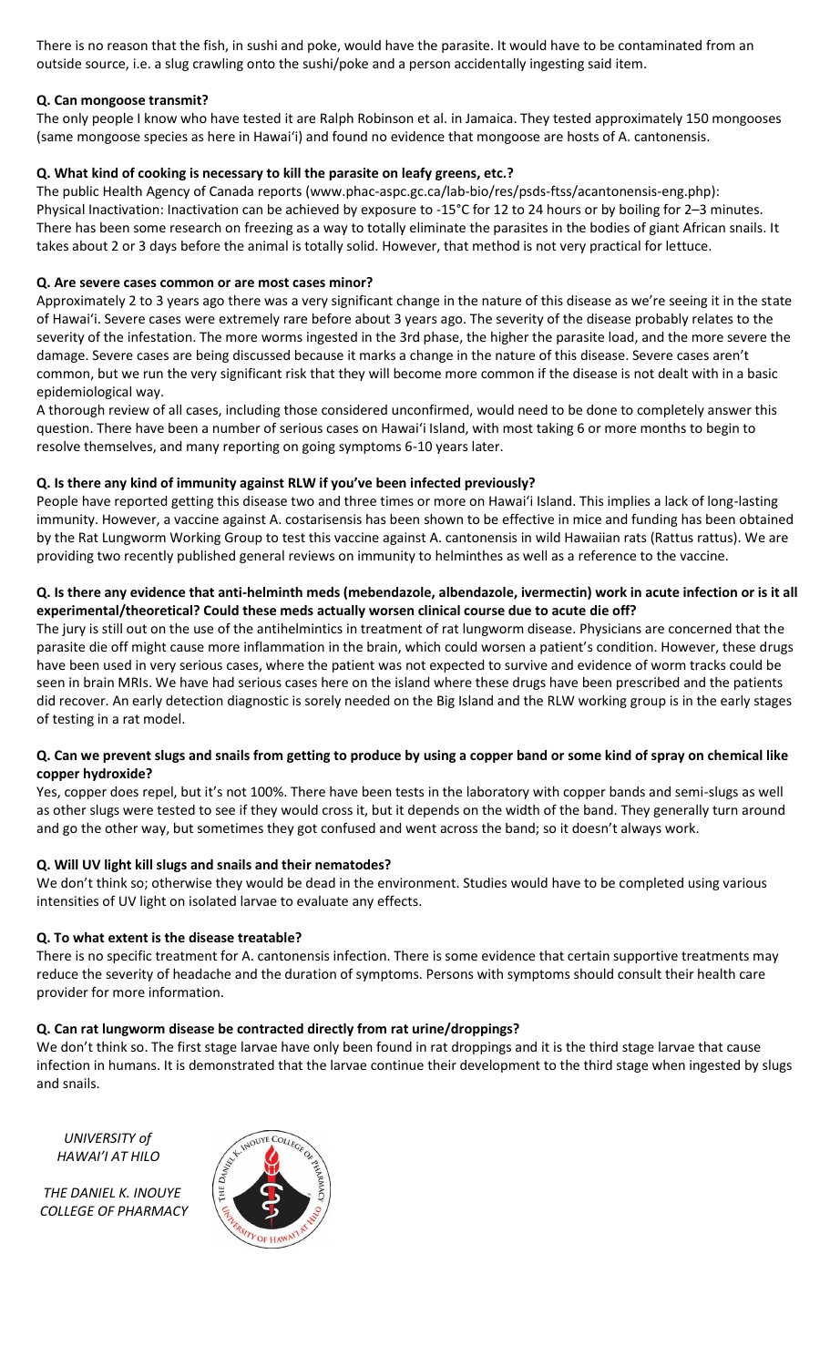There is no reason that the fish, in sushi and poke, would have the parasite. It would have to be contaminated from an outside source, i.e. a slug crawling onto the sushi/poke and a person accidentally ingesting said item.

**Q. Can mongoose transmit?**

The only people I know who have tested it are Ralph Robinson et al. in Jamaica. They tested approximately 150 mongooses (same mongoose species as here in Hawai'i) and found no evidence that mongoose are hosts of A. cantonensis.

**Q. What kind of cooking is necessary to kill the parasite on leafy greens, etc.?**

The public Health Agency of Canada reports (www.phac-aspc.gc.ca/lab-bio/res/psds-ftss/acantonensis-eng.php): Physical Inactivation: Inactivation can be achieved by exposure to -15°C for 12 to 24 hours or by boiling for 2–3 minutes. There has been some research on freezing as a way to totally eliminate the parasites in the bodies of giant African snails. It takes about 2 or 3 days before the animal is totally solid. However, that method is not very practical for lettuce.

**Q. Are severe cases common or are most cases minor?**

Approximately 2 to 3 years ago there was a very significant change in the nature of this disease as we're seeing it in the state of Hawai'i. Severe cases were extremely rare before about 3 years ago. The severity of the disease probably relates to the severity of the infestation. The more worms ingested in the 3rd phase, the higher the parasite load, and the more severe the damage. Severe cases are being discussed because it marks a change in the nature of this disease. Severe cases aren't common, but we run the very significant risk that they will become more common if the disease is not dealt with in a basic epidemiological way.

A thorough review of all cases, including those considered unconfirmed, would need to be done to completely answer this question. There have been a number of serious cases on Hawai'i Island, with most taking 6 or more months to begin to resolve themselves, and many reporting on going symptoms 6-10 years later.

**Q. Is there any kind of immunity against RLW if you've been infected previously?**

People have reported getting this disease two and three times or more on Hawai'i Island. This implies a lack of long-lasting immunity. However, a vaccine against A. costarisensis has been shown to be effective in mice and funding has been obtained by the Rat Lungworm Working Group to test this vaccine against A. cantonensis in wild Hawaiian rats (Rattus rattus). We are providing two recently published general reviews on immunity to helminthes as well as a reference to the vaccine.

**Q. Is there any evidence that anti-helminth meds (mebendazole, albendazole, ivermectin) work in acute infection or is it all experimental/theoretical? Could these meds actually worsen clinical course due to acute die off?**

The jury is still out on the use of the antihelmintics in treatment of rat lungworm disease. Physicians are concerned that the parasite die off might cause more inflammation in the brain, which could worsen a patient's condition. However, these drugs have been used in very serious cases, where the patient was not expected to survive and evidence of worm tracks could be seen in brain MRIs. We have had serious cases here on the island where these drugs have been prescribed and the patients did recover. An early detection diagnostic is sorely needed on the Big Island and the RLW working group is in the early stages of testing in a rat model.

**Q. Can we prevent slugs and snails from getting to produce by using a copper band or some kind of spray on chemical like copper hydroxide?**

Yes, copper does repel, but it's not 100%. There have been tests in the laboratory with copper bands and semi-slugs as well as other slugs were tested to see if they would cross it, but it depends on the width of the band. They generally turn around and go the other way, but sometimes they got confused and went across the band; so it doesn't always work.

**Q. Will UV light kill slugs and snails and their nematodes?**

We don't think so; otherwise they would be dead in the environment. Studies would have to be completed using various intensities of UV light on isolated larvae to evaluate any effects.

**Q. To what extent is the disease treatable?**

There is no specific treatment for A. cantonensis infection. There is some evidence that certain supportive treatments may reduce the severity of headache and the duration of symptoms. Persons with symptoms should consult their health care provider for more information.

**Q. Can rat lungworm disease be contracted directly from rat urine/droppings?**

We don't think so. The first stage larvae have only been found in rat droppings and it is the third stage larvae that cause infection in humans. It is demonstrated that the larvae continue their development to the third stage when ingested by slugs and snails.

*UNIVERSITY of HAWAI'I AT HILO*

*THE DANIEL K. INOUYE COLLEGE OF PHARMACY*